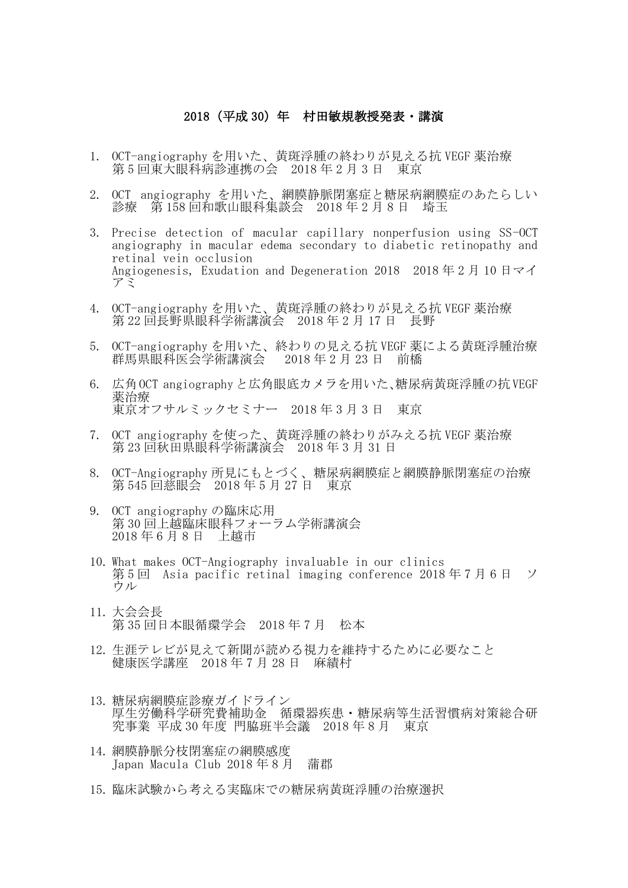# 2018（平成 30）年　村田敏規教授発表・講演

1. OCT-angiography を用いた、黄斑浮腫の終わりが見える抗 VEGF 薬治療
   第 5 回東大眼科病診連携の会　2018 年 2 月 3 日　東京

2. OCT angiography を用いた、網膜静脈閉塞症と糖尿病網膜症のあたらしい診療　第 158 回和歌山眼科集談会　2018 年 2 月 8 日　埼玉

3. Precise detection of macular capillary nonperfusion using SS-OCT angiography in macular edema secondary to diabetic retinopathy and retinal vein occlusion
   Angiogenesis, Exudation and Degeneration 2018　2018 年 2 月 10 日マイアミ

4. OCT-angiography を用いた、黄斑浮腫の終わりが見える抗 VEGF 薬治療
   第 22 回長野県眼科学術講演会　2018 年 2 月 17 日　長野

5. OCT-angiography を用いた、終わりの見える抗 VEGF 薬による黄斑浮腫治療
   群馬県眼科医会学術講演会　　2018 年 2 月 23 日　前橋

6. 広角 OCT angiography と広角眼底カメラを用いた、糖尿病黄斑浮腫の抗 VEGF 薬治療
   東京オフサルミックセミナー　2018 年 3 月 3 日　東京

7. OCT angiography を使った、黄斑浮腫の終わりがみえる抗 VEGF 薬治療
   第 23 回秋田県眼科学術講演会　2018 年 3 月 31 日

8. OCT-Angiography 所見にもとづく、糖尿病網膜症と網膜静脈閉塞症の治療
   第 545 回慈眼会　2018 年 5 月 27 日　東京

9. OCT angiography の臨床応用
   第 30 回上越臨床眼科フォーラム学術講演会
   2018 年 6 月 8 日　上越市

10. What makes OCT-Angiography invaluable in our clinics
    第 5 回　Asia pacific retinal imaging conference 2018 年 7 月 6 日　ソウル

11. 大会会長
    第 35 回日本眼循環学会　2018 年 7 月　松本

12. 生涯テレビが見えて新聞が読める視力を維持するために必要なこと
    健康医学講座　2018 年 7 月 28 日　麻績村

13. 糖尿病網膜症診療ガイドライン
    厚生労働科学研究費補助金　循環器疾患・糖尿病等生活習慣病対策総合研究事業 平成 30 年度 門脇班半会議　2018 年 8 月　東京

14. 網膜静脈分枝閉塞症の網膜感度
    Japan Macula Club 2018 年 8 月　蒲郡

15. 臨床試験から考える実臨床での糖尿病黄斑浮腫の治療選択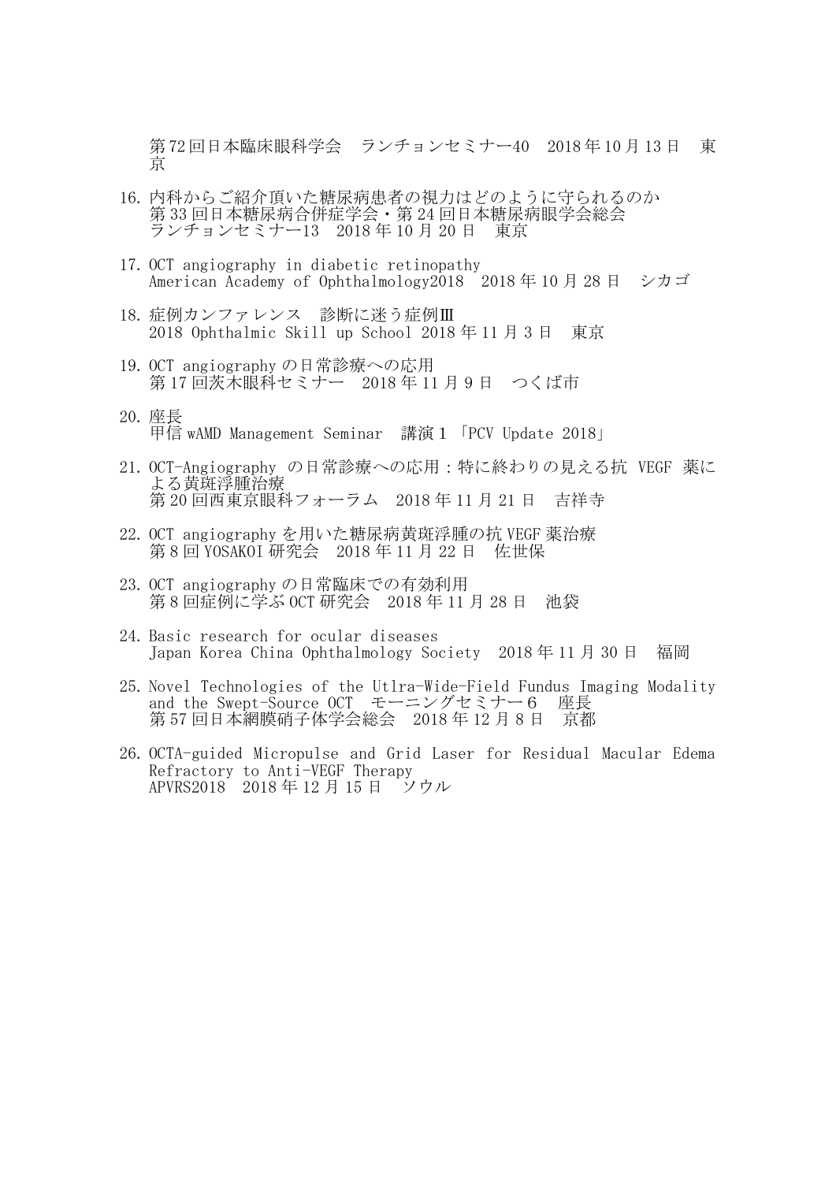第72回日本臨床眼科学会　ランチョンセミナー40　2018年10月13日　東京

16. 内科からご紹介頂いた糖尿病患者の視力はどのように守られるのか
    第33回日本糖尿病合併症学会・第24回日本糖尿病眼学会総会
    ランチョンセミナー13　2018年10月20日　東京

17. OCT angiography in diabetic retinopathy
    American Academy of Ophthalmology2018　2018年10月28日　シカゴ

18. 症例カンファレンス　診断に迷う症例Ⅲ
    2018 Ophthalmic Skill up School 2018年11月3日　東京

19. OCT angiographyの日常診療への応用
    第17回茨木眼科セミナー　2018年11月9日　つくば市

20. 座長
    甲信 wAMD Management Seminar　講演1「PCV Update 2018」

21. OCT-Angiography の日常診療への応用：特に終わりの見える抗 VEGF 薬による黄斑浮腫治療
    第20回西東京眼科フォーラム　2018年11月21日　吉祥寺

22. OCT angiographyを用いた糖尿病黄斑浮腫の抗VEGF薬治療
    第8回YOSAKOI研究会　2018年11月22日　佐世保

23. OCT angiographyの日常臨床での有効利用
    第8回症例に学ぶOCT研究会　2018年11月28日　池袋

24. Basic research for ocular diseases
    Japan Korea China Ophthalmology Society　2018年11月30日　福岡

25. Novel Technologies of the Utlra-Wide-Field Fundus Imaging Modality and the Swept-Source OCT　モーニングセミナー6　座長
    第57回日本網膜硝子体学会総会　2018年12月8日　京都

26. OCTA-guided Micropulse and Grid Laser for Residual Macular Edema Refractory to Anti-VEGF Therapy
    APVRS2018　2018年12月15日　ソウル